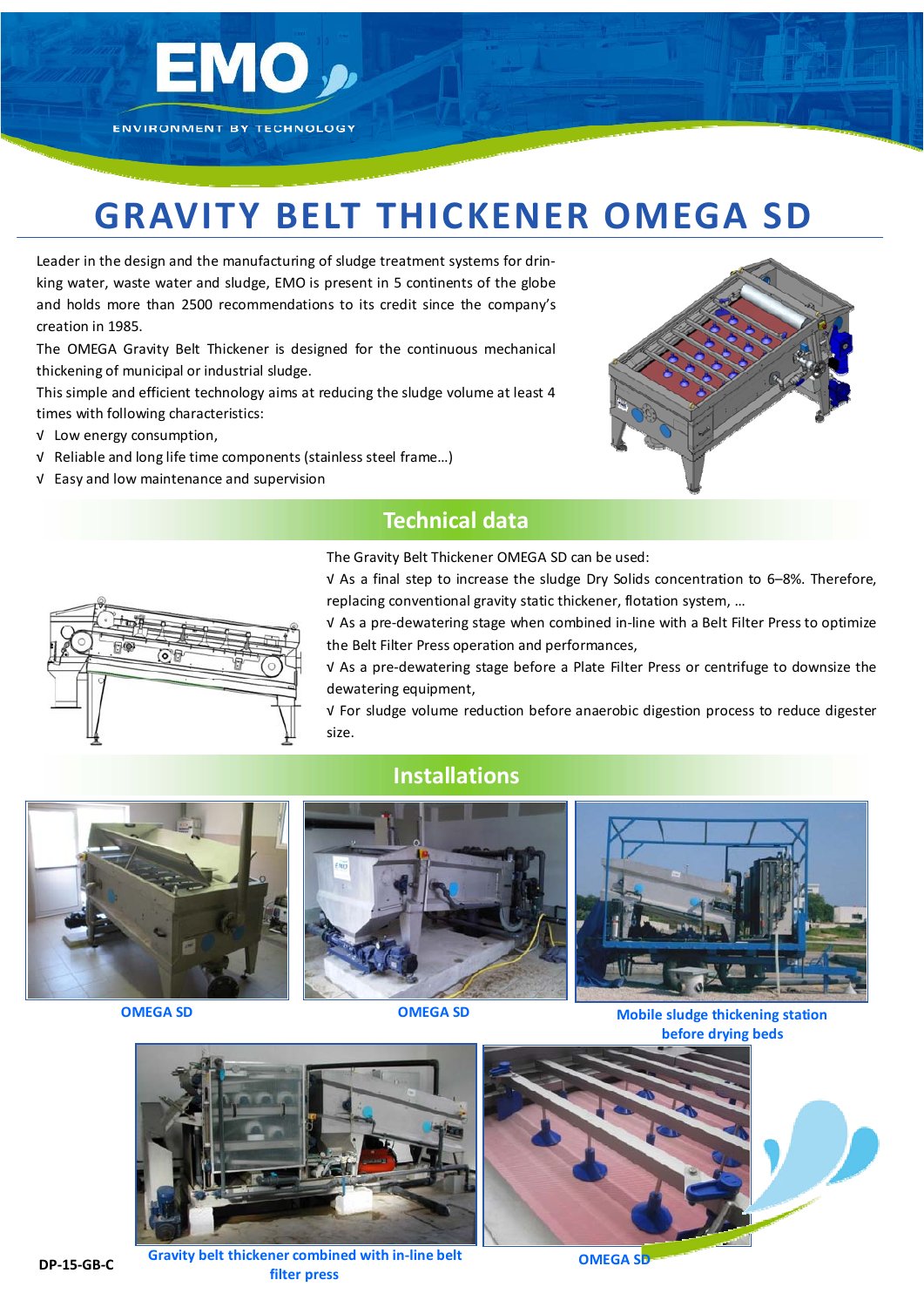EMO

ENVIRONMENT BY TECHNOLOGY

# GRAVITY BELT THICKENER OMEGA SD

Leader in the design and the manufacturing of sludge treatment systems for drinking water, waste water and sludge, EMO is present in 5 continents of the globe and holds more than 2500 recommendations to its credit since the company's creation in 1985.

The OMEGA Gravity Belt Thickener is designed for the continuous mechanical thickening of municipal or industrial sludge.

This simple and efficient technology aims at reducing the sludge volume at least 4 times with following characteristics:

√ Low energy consumption,

√ Reliable and long life time components (stainless steel frame…)

√ Easy and low maintenance and supervision

## Technical data

The Gravity Belt Thickener OMEGA SD can be used:

√ As a final step to increase the sludge Dry Solids concentration to 6–8%. Therefore, replacing conventional gravity static thickener, flotation system, …

√ As a pre-dewatering stage when combined in-line with a Belt Filter Press to optimize the Belt Filter Press operation and performances,

√ As a pre-dewatering stage before a Plate Filter Press or centrifuge to downsize the dewatering equipment,

√ For sludge volume reduction before anaerobic digestion process to reduce digester size.

## Installations

OMEGA SD

OMEGA SD

Mobile sludge thickening station before drying beds

Gravity belt thickener combined with in-line belt filter press

OMEGA SD

DP-15-GB-C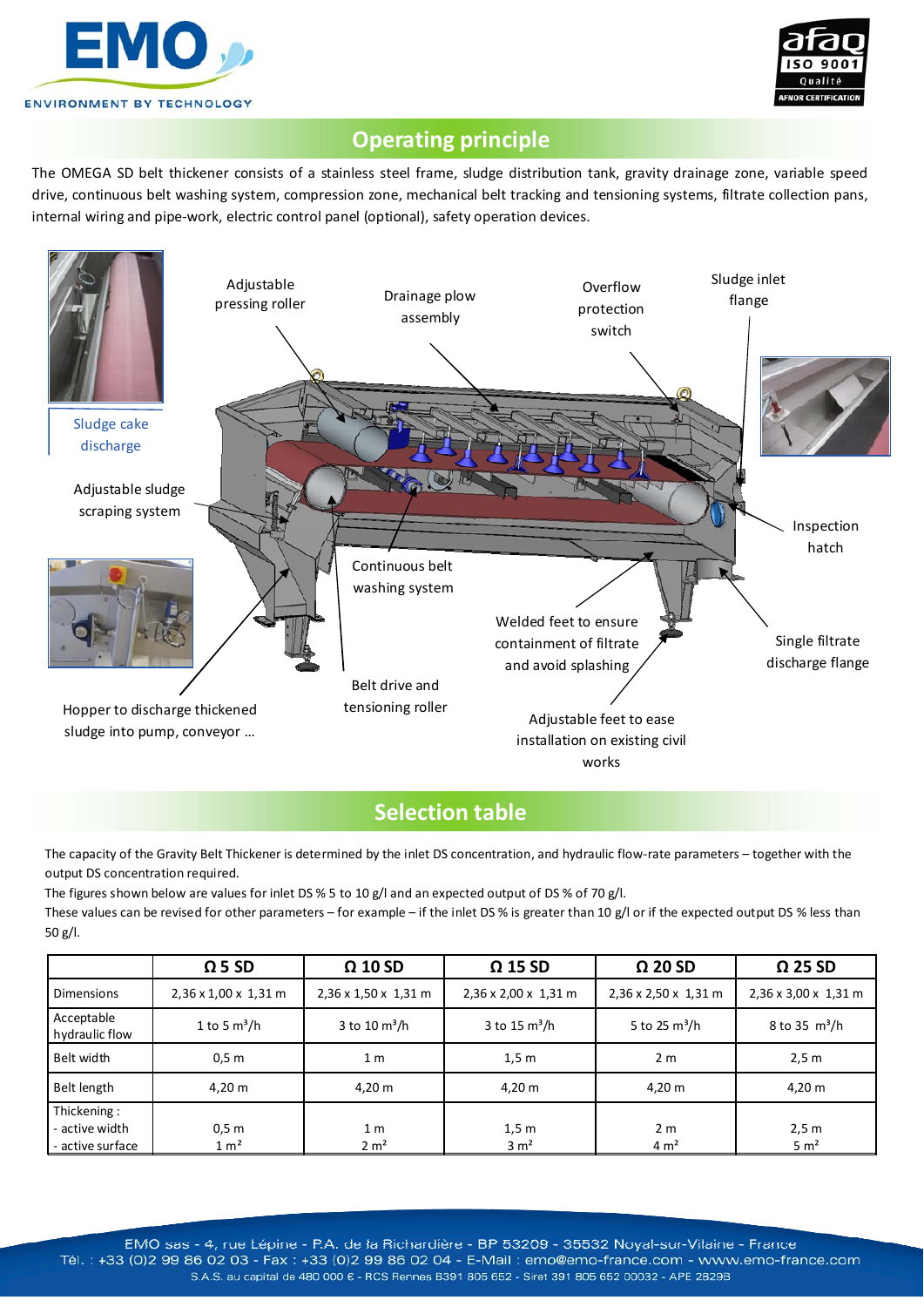## Operating principle

The OMEGA SD belt thickener consists of a stainless steel frame, sludge distribution tank, gravity drainage zone, variable speed drive, continuous belt washing system, compression zone, mechanical belt tracking and tensioning systems, filtrate collection pans, internal wiring and pipe-work, electric control panel (optional), safety operation devices.

Sludge cake discharge

Adjustable pressing roller

Drainage plow assembly

Overflow protection switch

Sludge inlet flange

Adjustable sludge scraping system

Inspection hatch

Continuous belt washing system

Welded feet to ensure containment of filtrate and avoid splashing

Single filtrate discharge flange

Belt drive and tensioning roller

Hopper to discharge thickened sludge into pump, conveyor …

Adjustable feet to ease installation on existing civil works

## Selection table

The capacity of the Gravity Belt Thickener is determined by the inlet DS concentration, and hydraulic flow-rate parameters – together with the output DS concentration required.

The figures shown below are values for inlet DS % 5 to 10 g/l and an expected output of DS % of 70 g/l.

These values can be revised for other parameters – for example – if the inlet DS % is greater than 10 g/l or if the expected output DS % less than 50 g/l.

| | Ω 5 SD | Ω 10 SD | Ω 15 SD | Ω 20 SD | Ω 25 SD |
|---|---|---|---|---|---|
| Dimensions | 2,36 x 1,00 x 1,31 m | 2,36 x 1,50 x 1,31 m | 2,36 x 2,00 x 1,31 m | 2,36 x 2,50 x 1,31 m | 2,36 x 3,00 x 1,31 m |
| Acceptable hydraulic flow | 1 to 5 m³/h | 3 to 10 m³/h | 3 to 15 m³/h | 5 to 25 m³/h | 8 to 35 m³/h |
| Belt width | 0,5 m | 1 m | 1,5 m | 2 m | 2,5 m |
| Belt length | 4,20 m | 4,20 m | 4,20 m | 4,20 m | 4,20 m |
| Thickening :<br>- active width<br>- active surface | 0,5 m<br>1 m² | 1 m<br>2 m² | 1,5 m<br>3 m² | 2 m<br>4 m² | 2,5 m<br>5 m² |